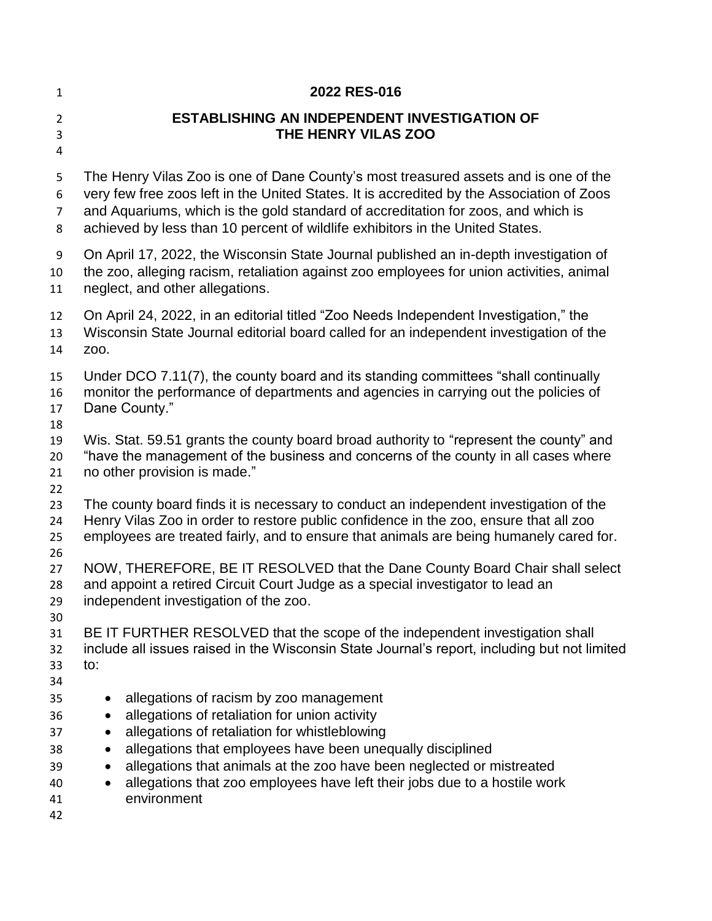# 2022 RES-016

## ESTABLISHING AN INDEPENDENT INVESTIGATION OF THE HENRY VILAS ZOO

The Henry Vilas Zoo is one of Dane County's most treasured assets and is one of the very few free zoos left in the United States. It is accredited by the Association of Zoos and Aquariums, which is the gold standard of accreditation for zoos, and which is achieved by less than 10 percent of wildlife exhibitors in the United States.

On April 17, 2022, the Wisconsin State Journal published an in-depth investigation of the zoo, alleging racism, retaliation against zoo employees for union activities, animal neglect, and other allegations.

On April 24, 2022, in an editorial titled "Zoo Needs Independent Investigation," the Wisconsin State Journal editorial board called for an independent investigation of the zoo.

Under DCO 7.11(7), the county board and its standing committees "shall continually monitor the performance of departments and agencies in carrying out the policies of Dane County."

Wis. Stat. 59.51 grants the county board broad authority to "represent the county" and "have the management of the business and concerns of the county in all cases where no other provision is made."

The county board finds it is necessary to conduct an independent investigation of the Henry Vilas Zoo in order to restore public confidence in the zoo, ensure that all zoo employees are treated fairly, and to ensure that animals are being humanely cared for.

NOW, THEREFORE, BE IT RESOLVED that the Dane County Board Chair shall select and appoint a retired Circuit Court Judge as a special investigator to lead an independent investigation of the zoo.

BE IT FURTHER RESOLVED that the scope of the independent investigation shall include all issues raised in the Wisconsin State Journal's report, including but not limited to:

- allegations of racism by zoo management
- allegations of retaliation for union activity
- allegations of retaliation for whistleblowing
- allegations that employees have been unequally disciplined
- allegations that animals at the zoo have been neglected or mistreated
- allegations that zoo employees have left their jobs due to a hostile work environment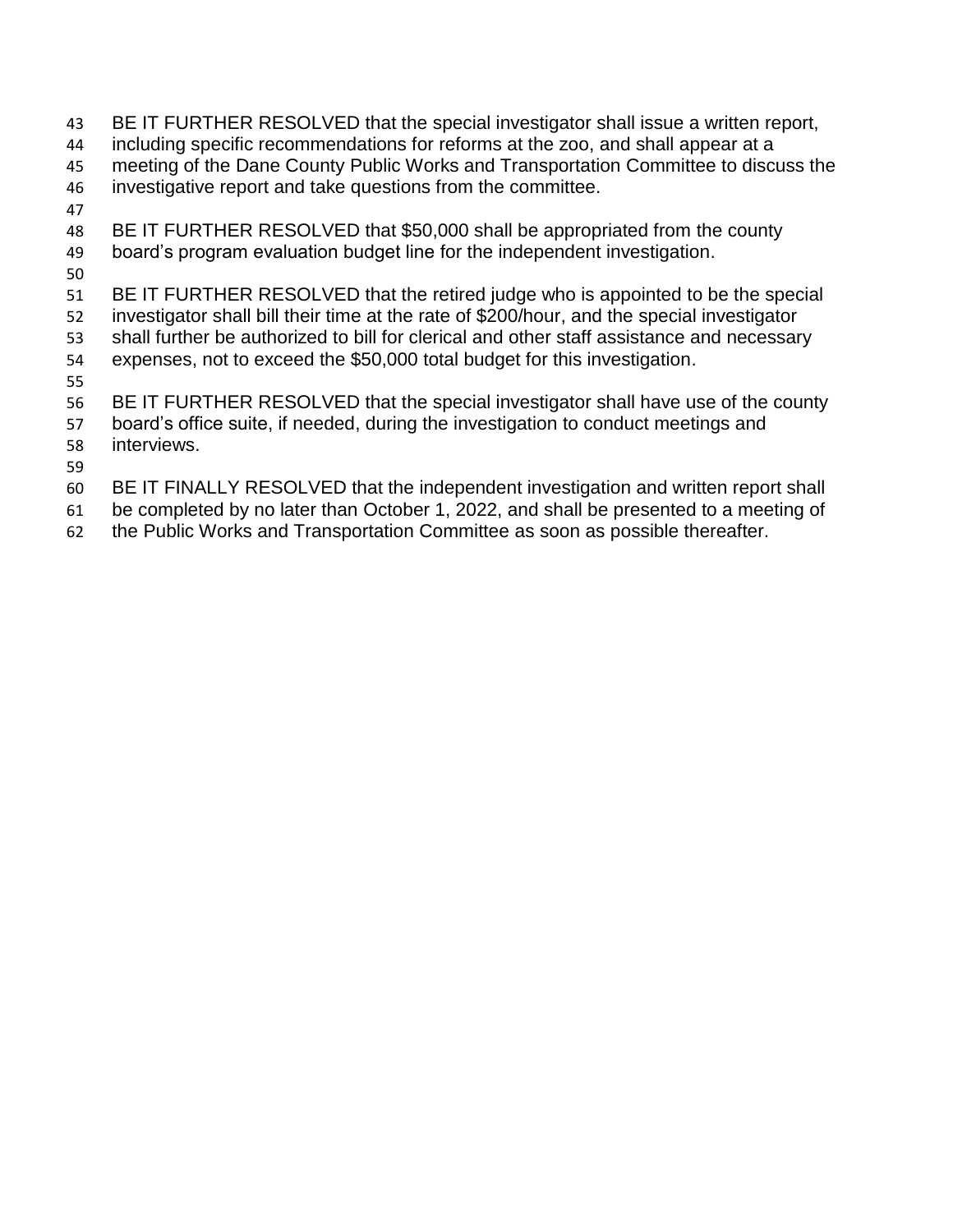BE IT FURTHER RESOLVED that the special investigator shall issue a written report, including specific recommendations for reforms at the zoo, and shall appear at a meeting of the Dane County Public Works and Transportation Committee to discuss the investigative report and take questions from the committee.

BE IT FURTHER RESOLVED that $50,000 shall be appropriated from the county board's program evaluation budget line for the independent investigation.

BE IT FURTHER RESOLVED that the retired judge who is appointed to be the special investigator shall bill their time at the rate of $200/hour, and the special investigator shall further be authorized to bill for clerical and other staff assistance and necessary expenses, not to exceed the $50,000 total budget for this investigation.

BE IT FURTHER RESOLVED that the special investigator shall have use of the county board's office suite, if needed, during the investigation to conduct meetings and interviews.

BE IT FINALLY RESOLVED that the independent investigation and written report shall be completed by no later than October 1, 2022, and shall be presented to a meeting of the Public Works and Transportation Committee as soon as possible thereafter.